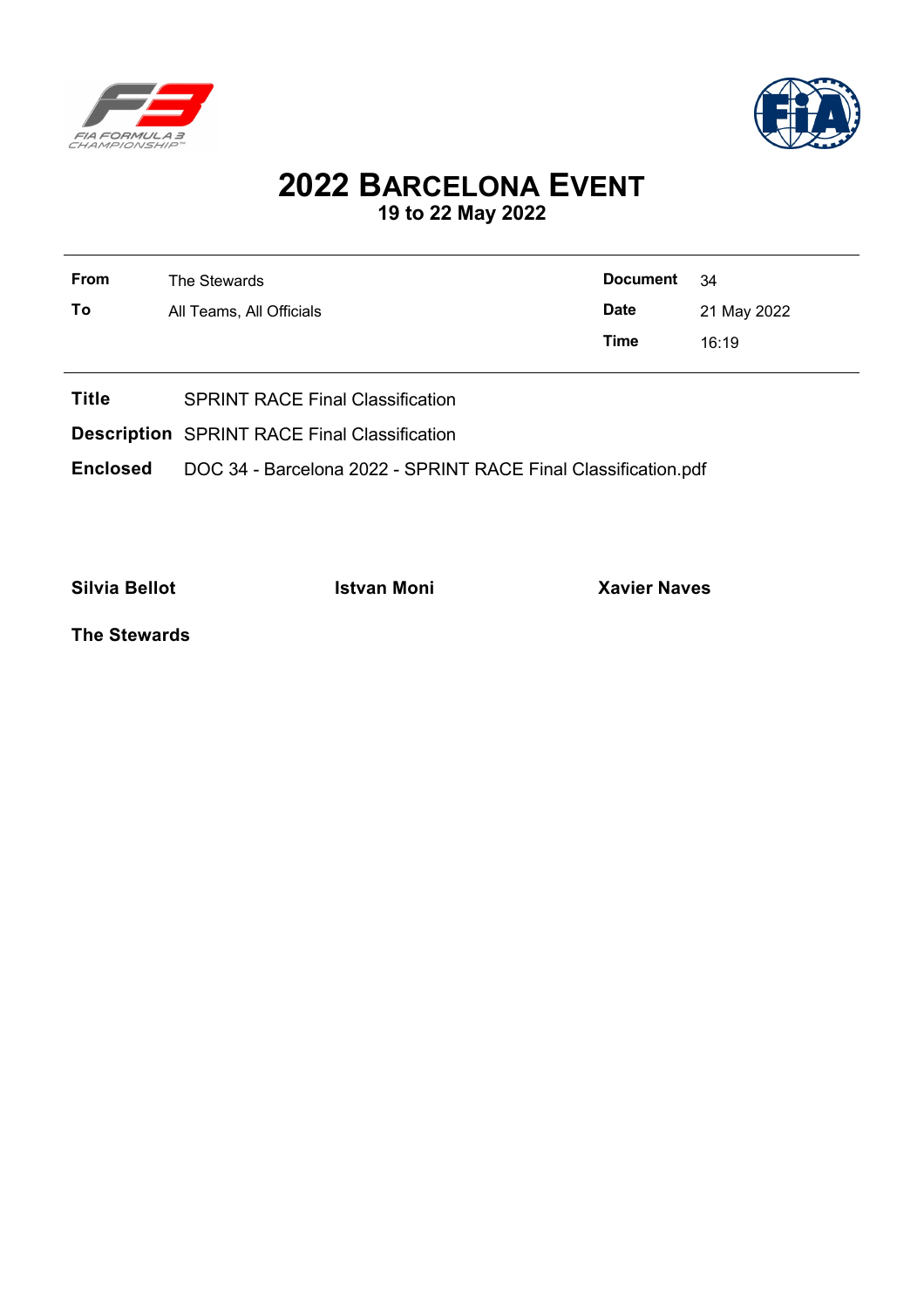# 2022 BARCELONA EVENT

**19 to 22 May 2022**

| | | | |
|---|---|---|---|
| **From** | The Stewards | **Document** | 34 |
| **To** | All Teams, All Officials | **Date** | 21 May 2022 |
| | | **Time** | 16:19 |

**Title** SPRINT RACE Final Classification

**Description** SPRINT RACE Final Classification

**Enclosed** DOC 34 - Barcelona 2022 - SPRINT RACE Final Classification.pdf

**Silvia Bellot** **Istvan Moni** **Xavier Naves**

**The Stewards**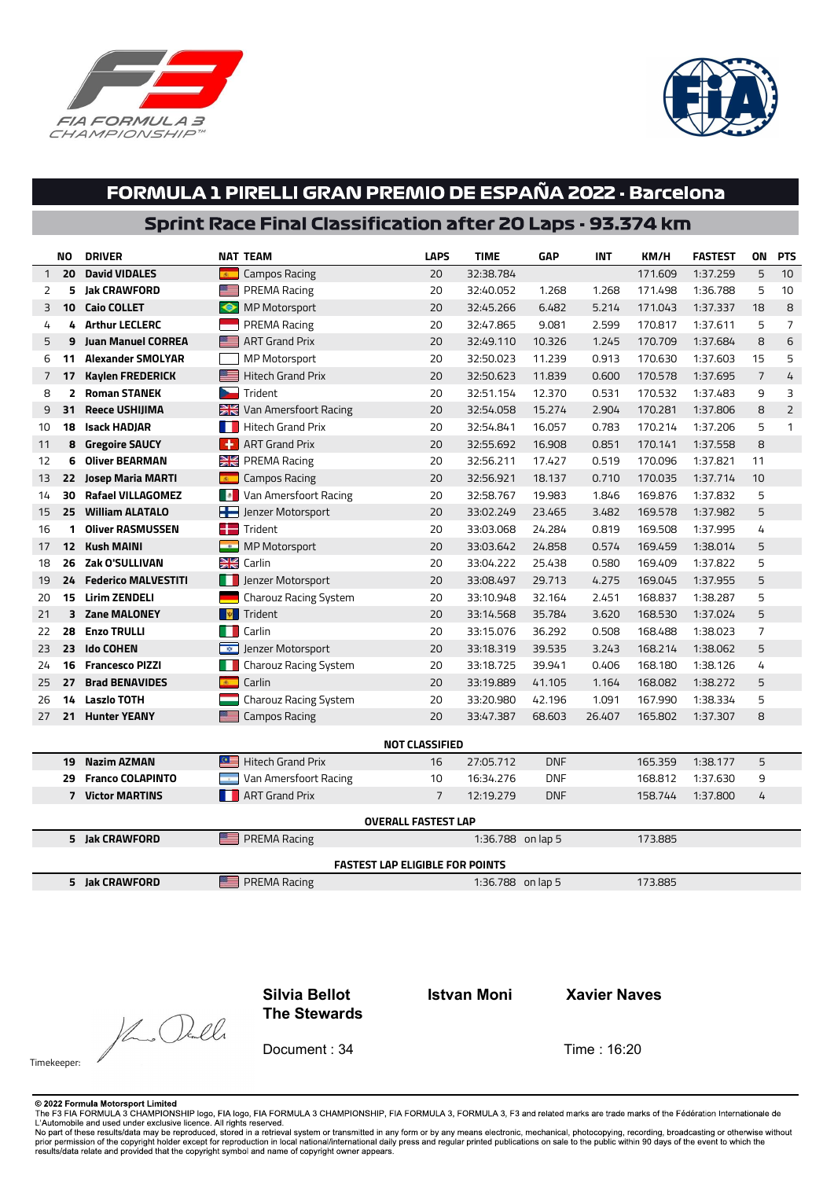# FORMULA 1 PIRELLI GRAN PREMIO DE ESPAÑA 2022 - Barcelona

## Sprint Race Final Classification after 20 Laps - 93.374 km

| | NO | DRIVER | NAT | TEAM | LAPS | TIME | GAP | INT | KM/H | FASTEST | ON | PTS |
|---|---|---|---|---|---|---|---|---|---|---|---|---|
| 1 | 20 | **David VIDALES** | | Campos Racing | 20 | 32:38.784 | | | 171.609 | 1:37.259 | 5 | 10 |
| 2 | 5 | **Jak CRAWFORD** | | PREMA Racing | 20 | 32:40.052 | 1.268 | 1.268 | 171.498 | 1:36.788 | 5 | 10 |
| 3 | 10 | **Caio COLLET** | | MP Motorsport | 20 | 32:45.266 | 6.482 | 5.214 | 171.043 | 1:37.337 | 18 | 8 |
| 4 | 4 | **Arthur LECLERC** | | PREMA Racing | 20 | 32:47.865 | 9.081 | 2.599 | 170.817 | 1:37.611 | 5 | 7 |
| 5 | 9 | **Juan Manuel CORREA** | | ART Grand Prix | 20 | 32:49.110 | 10.326 | 1.245 | 170.709 | 1:37.684 | 8 | 6 |
| 6 | 11 | **Alexander SMOLYAR** | | MP Motorsport | 20 | 32:50.023 | 11.239 | 0.913 | 170.630 | 1:37.603 | 15 | 5 |
| 7 | 17 | **Kaylen FREDERICK** | | Hitech Grand Prix | 20 | 32:50.623 | 11.839 | 0.600 | 170.578 | 1:37.695 | 7 | 4 |
| 8 | 2 | **Roman STANEK** | | Trident | 20 | 32:51.154 | 12.370 | 0.531 | 170.532 | 1:37.483 | 9 | 3 |
| 9 | 31 | **Reece USHIJIMA** | | Van Amersfoort Racing | 20 | 32:54.058 | 15.274 | 2.904 | 170.281 | 1:37.806 | 8 | 2 |
| 10 | 18 | **Isack HADJAR** | | Hitech Grand Prix | 20 | 32:54.841 | 16.057 | 0.783 | 170.214 | 1:37.206 | 5 | 1 |
| 11 | 8 | **Gregoire SAUCY** | | ART Grand Prix | 20 | 32:55.692 | 16.908 | 0.851 | 170.141 | 1:37.558 | 8 | |
| 12 | 6 | **Oliver BEARMAN** | | PREMA Racing | 20 | 32:56.211 | 17.427 | 0.519 | 170.096 | 1:37.821 | 11 | |
| 13 | 22 | **Josep Maria MARTI** | | Campos Racing | 20 | 32:56.921 | 18.137 | 0.710 | 170.035 | 1:37.714 | 10 | |
| 14 | 30 | **Rafael VILLAGOMEZ** | | Van Amersfoort Racing | 20 | 32:58.767 | 19.983 | 1.846 | 169.876 | 1:37.832 | 5 | |
| 15 | 25 | **William ALATALO** | | Jenzer Motorsport | 20 | 33:02.249 | 23.465 | 3.482 | 169.578 | 1:37.982 | 5 | |
| 16 | 1 | **Oliver RASMUSSEN** | | Trident | 20 | 33:03.068 | 24.284 | 0.819 | 169.508 | 1:37.995 | 4 | |
| 17 | 12 | **Kush MAINI** | | MP Motorsport | 20 | 33:03.642 | 24.858 | 0.574 | 169.459 | 1:38.014 | 5 | |
| 18 | 26 | **Zak O'SULLIVAN** | | Carlin | 20 | 33:04.222 | 25.438 | 0.580 | 169.409 | 1:37.822 | 5 | |
| 19 | 24 | **Federico MALVESTITI** | | Jenzer Motorsport | 20 | 33:08.497 | 29.713 | 4.275 | 169.045 | 1:37.955 | 5 | |
| 20 | 15 | **Lirim ZENDELI** | | Charouz Racing System | 20 | 33:10.948 | 32.164 | 2.451 | 168.837 | 1:38.287 | 5 | |
| 21 | 3 | **Zane MALONEY** | | Trident | 20 | 33:14.568 | 35.784 | 3.620 | 168.530 | 1:37.024 | 5 | |
| 22 | 28 | **Enzo TRULLI** | | Carlin | 20 | 33:15.076 | 36.292 | 0.508 | 168.488 | 1:38.023 | 7 | |
| 23 | 23 | **Ido COHEN** | | Jenzer Motorsport | 20 | 33:18.319 | 39.535 | 3.243 | 168.214 | 1:38.062 | 5 | |
| 24 | 16 | **Francesco PIZZI** | | Charouz Racing System | 20 | 33:18.725 | 39.941 | 0.406 | 168.180 | 1:38.126 | 4 | |
| 25 | 27 | **Brad BENAVIDES** | | Carlin | 20 | 33:19.889 | 41.105 | 1.164 | 168.082 | 1:38.272 | 5 | |
| 26 | 14 | **Laszlo TOTH** | | Charouz Racing System | 20 | 33:20.980 | 42.196 | 1.091 | 167.990 | 1:38.334 | 5 | |
| 27 | 21 | **Hunter YEANY** | | Campos Racing | 20 | 33:47.387 | 68.603 | 26.407 | 165.802 | 1:37.307 | 8 | |

**NOT CLASSIFIED**

| | NO | DRIVER | NAT | TEAM | LAPS | TIME | GAP | INT | KM/H | FASTEST | ON | PTS |
|---|---|---|---|---|---|---|---|---|---|---|---|---|
| | 19 | **Nazim AZMAN** | | Hitech Grand Prix | 16 | 27:05.712 | DNF | | 165.359 | 1:38.177 | 5 | |
| | 29 | **Franco COLAPINTO** | | Van Amersfoort Racing | 10 | 16:34.276 | DNF | | 168.812 | 1:37.630 | 9 | |
| | 7 | **Victor MARTINS** | | ART Grand Prix | 7 | 12:19.279 | DNF | | 158.744 | 1:37.800 | 4 | |

**OVERALL FASTEST LAP**

| NO | DRIVER | TEAM | TIME | | KM/H |
|---|---|---|---|---|---|
| 5 | **Jak CRAWFORD** | PREMA Racing | 1:36.788 | on lap 5 | 173.885 |

**FASTEST LAP ELIGIBLE FOR POINTS**

| NO | DRIVER | TEAM | TIME | | KM/H |
|---|---|---|---|---|---|
| 5 | **Jak CRAWFORD** | PREMA Racing | 1:36.788 | on lap 5 | 173.885 |

Timekeeper:

**Silvia Bellot** **Istvan Moni** **Xavier Naves**

**The Stewards**

Document : 34

Time : 16:20

© 2022 Formula Motorsport Limited
The F3 FIA FORMULA 3 CHAMPIONSHIP logo, FIA logo, FIA FORMULA 3 CHAMPIONSHIP, FIA FORMULA 3, FORMULA 3, F3 and related marks are trade marks of the Fédération Internationale de L'Automobile and used under exclusive licence. All rights reserved.
No part of these results/data may be reproduced, stored in a retrieval system or transmitted in any form or by any means electronic, mechanical, photocopying, recording, broadcasting or otherwise without prior permission of the copyright holder except for reproduction in local national/international daily press and regular printed publications on sale to the public within 90 days of the event to which the results/data relate and provided that the copyright symbol and name of copyright owner appears.